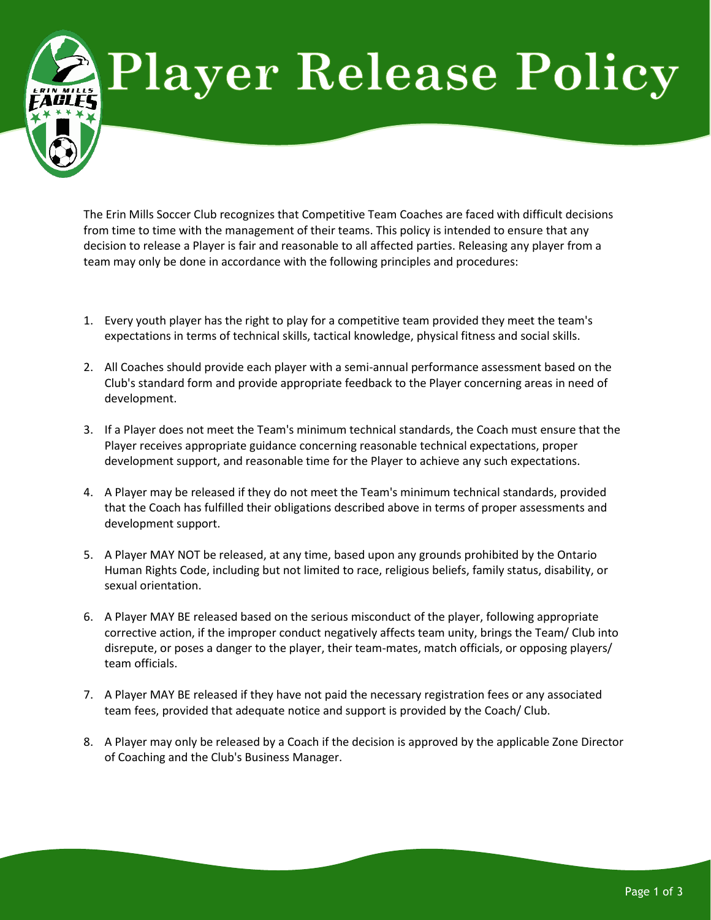# Player Release Policy

The Erin Mills Soccer Club recognizes that Competitive Team Coaches are faced with difficult decisions from time to time with the management of their teams. This policy is intended to ensure that any decision to release a Player is fair and reasonable to all affected parties. Releasing any player from a team may only be done in accordance with the following principles and procedures:

1. Every youth player has the right to play for a competitive team provided they meet the team's expectations in terms of technical skills, tactical knowledge, physical fitness and social skills.
2. All Coaches should provide each player with a semi-annual performance assessment based on the Club's standard form and provide appropriate feedback to the Player concerning areas in need of development.
3. If a Player does not meet the Team's minimum technical standards, the Coach must ensure that the Player receives appropriate guidance concerning reasonable technical expectations, proper development support, and reasonable time for the Player to achieve any such expectations.
4. A Player may be released if they do not meet the Team's minimum technical standards, provided that the Coach has fulfilled their obligations described above in terms of proper assessments and development support.
5. A Player MAY NOT be released, at any time, based upon any grounds prohibited by the Ontario Human Rights Code, including but not limited to race, religious beliefs, family status, disability, or sexual orientation.
6. A Player MAY BE released based on the serious misconduct of the player, following appropriate corrective action, if the improper conduct negatively affects team unity, brings the Team/ Club into disrepute, or poses a danger to the player, their team-mates, match officials, or opposing players/ team officials.
7. A Player MAY BE released if they have not paid the necessary registration fees or any associated team fees, provided that adequate notice and support is provided by the Coach/ Club.
8. A Player may only be released by a Coach if the decision is approved by the applicable Zone Director of Coaching and the Club's Business Manager.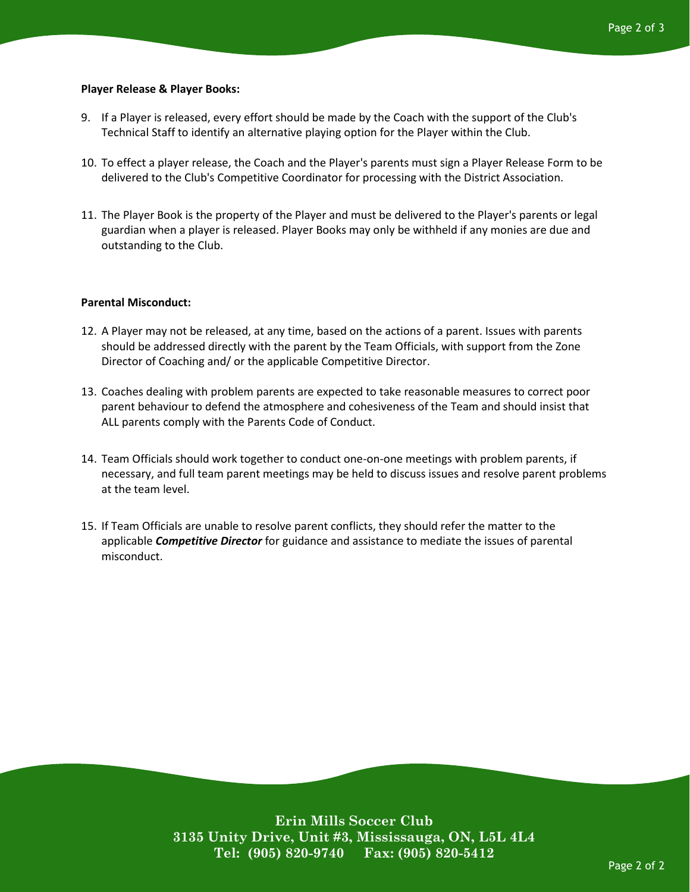**Player Release & Player Books:**

9. If a Player is released, every effort should be made by the Coach with the support of the Club's Technical Staff to identify an alternative playing option for the Player within the Club.

10. To effect a player release, the Coach and the Player's parents must sign a Player Release Form to be delivered to the Club's Competitive Coordinator for processing with the District Association.

11. The Player Book is the property of the Player and must be delivered to the Player's parents or legal guardian when a player is released. Player Books may only be withheld if any monies are due and outstanding to the Club.

**Parental Misconduct:**

12. A Player may not be released, at any time, based on the actions of a parent. Issues with parents should be addressed directly with the parent by the Team Officials, with support from the Zone Director of Coaching and/ or the applicable Competitive Director.

13. Coaches dealing with problem parents are expected to take reasonable measures to correct poor parent behaviour to defend the atmosphere and cohesiveness of the Team and should insist that ALL parents comply with the Parents Code of Conduct.

14. Team Officials should work together to conduct one-on-one meetings with problem parents, if necessary, and full team parent meetings may be held to discuss issues and resolve parent problems at the team level.

15. If Team Officials are unable to resolve parent conflicts, they should refer the matter to the applicable ***Competitive Director*** for guidance and assistance to mediate the issues of parental misconduct.

**Erin Mills Soccer Club**
**3135 Unity Drive, Unit #3, Mississauga, ON, L5L 4L4**
**Tel: (905) 820-9740 Fax: (905) 820-5412**